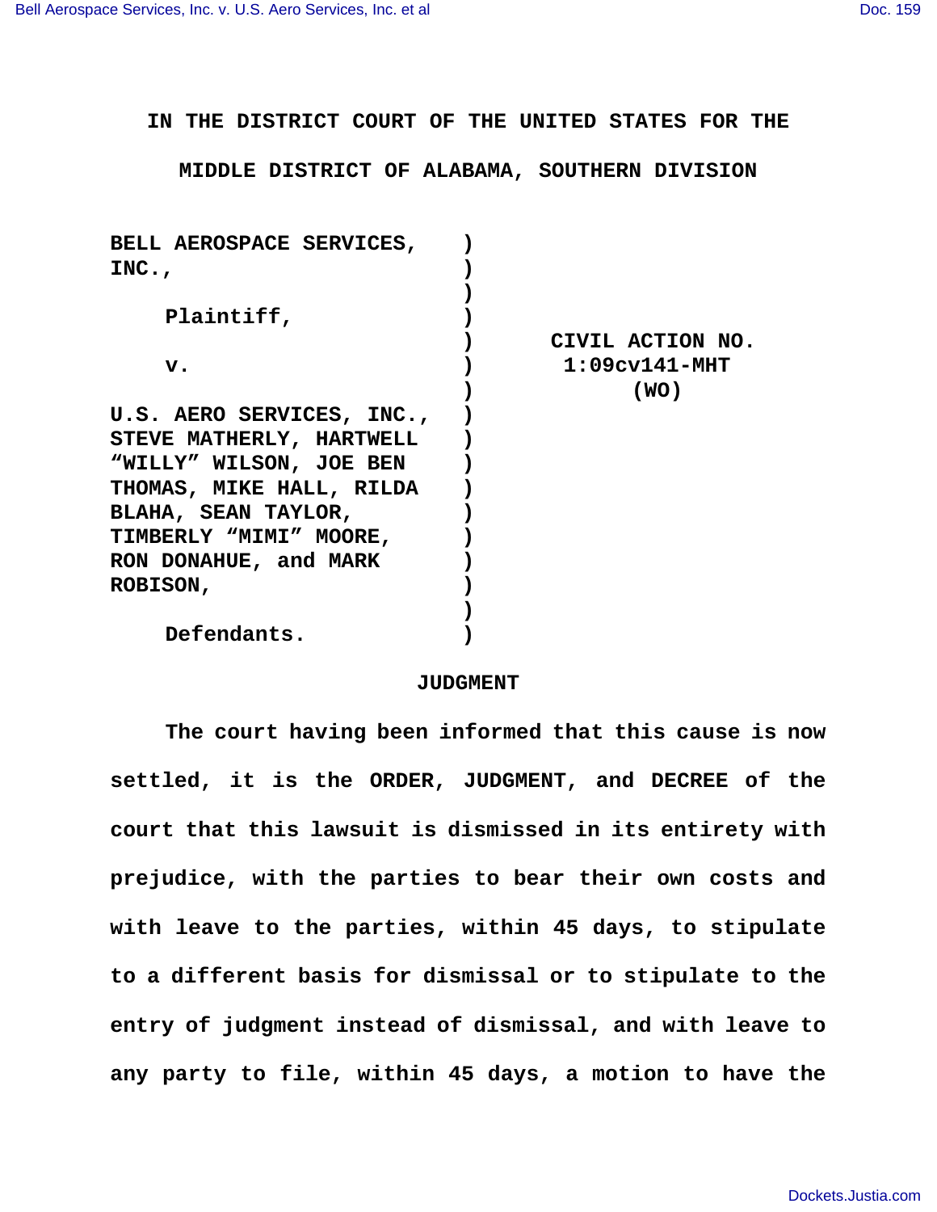# IN THE DISTRICT COURT OF THE UNITED STATES FOR THE MIDDLE DISTRICT OF ALABAMA, SOUTHERN DIVISION

| | |
|---|---|
| **BELL AEROSPACE SERVICES, INC.,**<br><br>**Plaintiff,**<br><br>**v.**<br><br>**U.S. AERO SERVICES, INC., STEVE MATHERLY, HARTWELL "WILLY" WILSON, JOE BEN THOMAS, MIKE HALL, RILDA BLAHA, SEAN TAYLOR, TIMBERLY "MIMI" MOORE, RON DONAHUE, and MARK ROBISON,**<br><br>**Defendants.** | **CIVIL ACTION NO. 1:09cv141-MHT (WO)** |

## JUDGMENT

**The court having been informed that this cause is now settled, it is the ORDER, JUDGMENT, and DECREE of the court that this lawsuit is dismissed in its entirety with prejudice, with the parties to bear their own costs and with leave to the parties, within 45 days, to stipulate to a different basis for dismissal or to stipulate to the entry of judgment instead of dismissal, and with leave to any party to file, within 45 days, a motion to have the**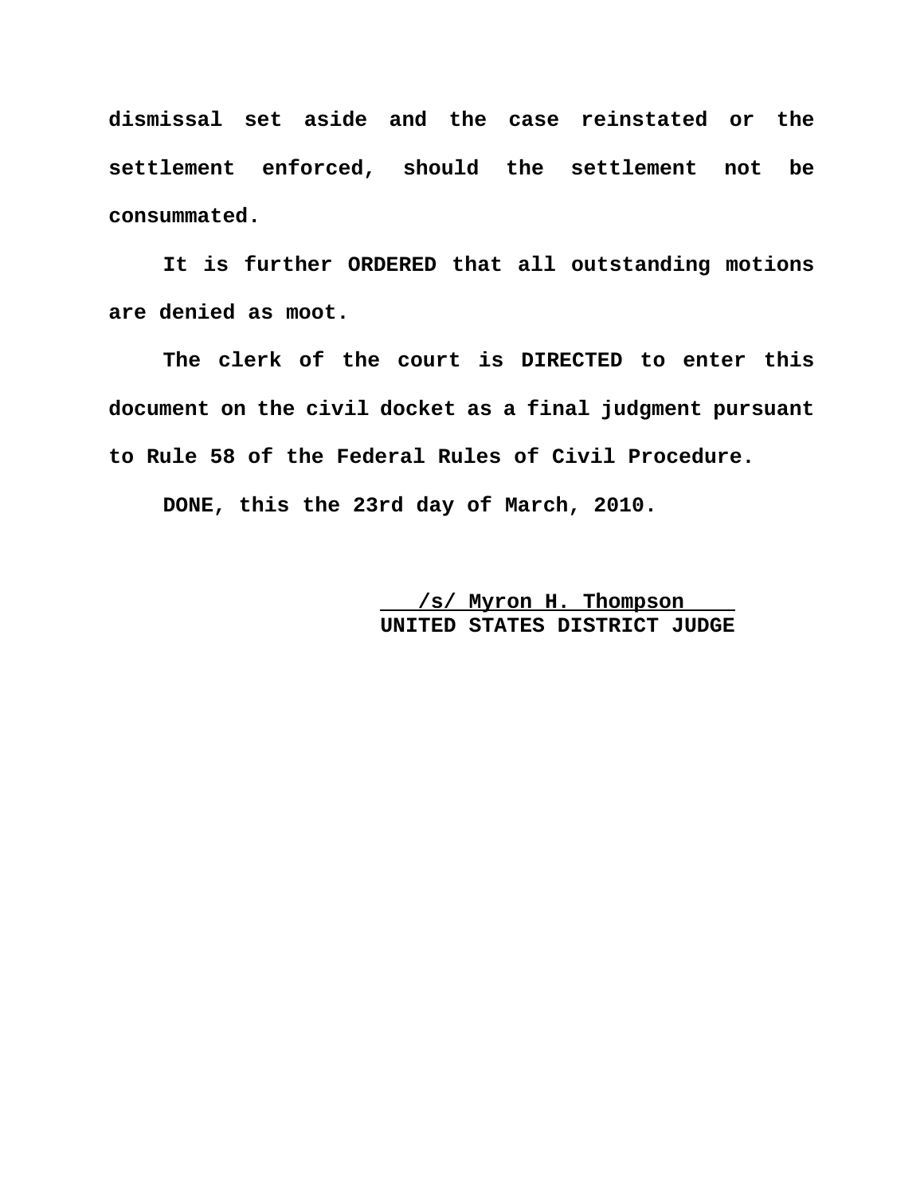dismissal set aside and the case reinstated or the settlement enforced, should the settlement not be consummated.

It is further **ORDERED** that all outstanding motions are denied as moot.

The clerk of the court is **DIRECTED** to enter this document on the civil docket as a final judgment pursuant to Rule 58 of the Federal Rules of Civil Procedure.

**DONE**, this the 23rd day of March, 2010.

/s/ Myron H. Thompson
UNITED STATES DISTRICT JUDGE